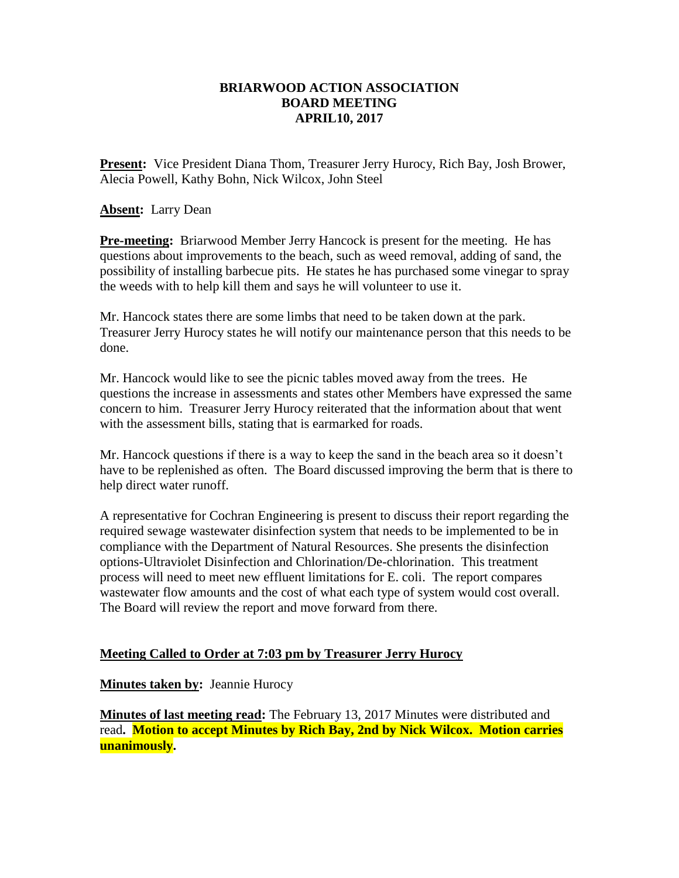# BRIARWOOD ACTION ASSOCIATION
## BOARD MEETING
## APRIL10, 2017

**Present:** Vice President Diana Thom, Treasurer Jerry Hurocy, Rich Bay, Josh Brower, Alecia Powell, Kathy Bohn, Nick Wilcox, John Steel

**Absent:** Larry Dean

**Pre-meeting:** Briarwood Member Jerry Hancock is present for the meeting. He has questions about improvements to the beach, such as weed removal, adding of sand, the possibility of installing barbecue pits. He states he has purchased some vinegar to spray the weeds with to help kill them and says he will volunteer to use it.

Mr. Hancock states there are some limbs that need to be taken down at the park. Treasurer Jerry Hurocy states he will notify our maintenance person that this needs to be done.

Mr. Hancock would like to see the picnic tables moved away from the trees. He questions the increase in assessments and states other Members have expressed the same concern to him. Treasurer Jerry Hurocy reiterated that the information about that went with the assessment bills, stating that is earmarked for roads.

Mr. Hancock questions if there is a way to keep the sand in the beach area so it doesn't have to be replenished as often. The Board discussed improving the berm that is there to help direct water runoff.

A representative for Cochran Engineering is present to discuss their report regarding the required sewage wastewater disinfection system that needs to be implemented to be in compliance with the Department of Natural Resources. She presents the disinfection options-Ultraviolet Disinfection and Chlorination/De-chlorination. This treatment process will need to meet new effluent limitations for E. coli. The report compares wastewater flow amounts and the cost of what each type of system would cost overall. The Board will review the report and move forward from there.

**Meeting Called to Order at 7:03 pm by Treasurer Jerry Hurocy**

**Minutes taken by:** Jeannie Hurocy

**Minutes of last meeting read:** The February 13, 2017 Minutes were distributed and read. **Motion to accept Minutes by Rich Bay, 2nd by Nick Wilcox. Motion carries unanimously.**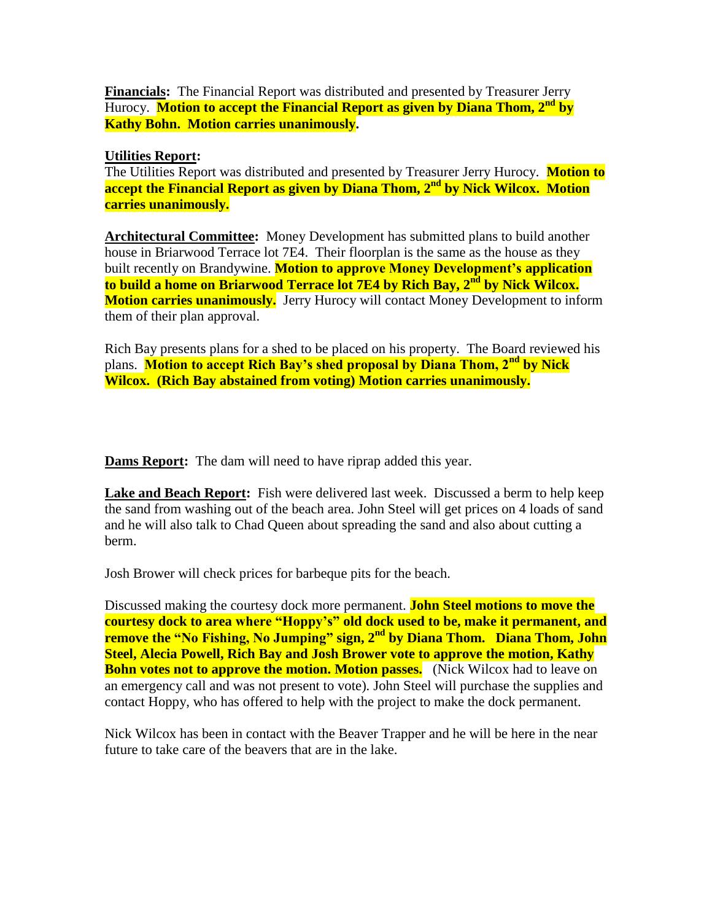**Financials:** The Financial Report was distributed and presented by Treasurer Jerry Hurocy. **Motion to accept the Financial Report as given by Diana Thom, 2nd by Kathy Bohn. Motion carries unanimously.**

**Utilities Report:**
The Utilities Report was distributed and presented by Treasurer Jerry Hurocy. **Motion to accept the Financial Report as given by Diana Thom, 2nd by Nick Wilcox. Motion carries unanimously.**

**Architectural Committee:** Money Development has submitted plans to build another house in Briarwood Terrace lot 7E4. Their floorplan is the same as the house as they built recently on Brandywine. **Motion to approve Money Development's application to build a home on Briarwood Terrace lot 7E4 by Rich Bay, 2nd by Nick Wilcox. Motion carries unanimously.** Jerry Hurocy will contact Money Development to inform them of their plan approval.

Rich Bay presents plans for a shed to be placed on his property. The Board reviewed his plans. **Motion to accept Rich Bay's shed proposal by Diana Thom, 2nd by Nick Wilcox. (Rich Bay abstained from voting) Motion carries unanimously.**

**Dams Report:** The dam will need to have riprap added this year.

**Lake and Beach Report:** Fish were delivered last week. Discussed a berm to help keep the sand from washing out of the beach area. John Steel will get prices on 4 loads of sand and he will also talk to Chad Queen about spreading the sand and also about cutting a berm.

Josh Brower will check prices for barbeque pits for the beach.

Discussed making the courtesy dock more permanent. **John Steel motions to move the courtesy dock to area where "Hoppy's" old dock used to be, make it permanent, and remove the "No Fishing, No Jumping" sign, 2nd by Diana Thom. Diana Thom, John Steel, Alecia Powell, Rich Bay and Josh Brower vote to approve the motion, Kathy Bohn votes not to approve the motion. Motion passes.** (Nick Wilcox had to leave on an emergency call and was not present to vote). John Steel will purchase the supplies and contact Hoppy, who has offered to help with the project to make the dock permanent.

Nick Wilcox has been in contact with the Beaver Trapper and he will be here in the near future to take care of the beavers that are in the lake.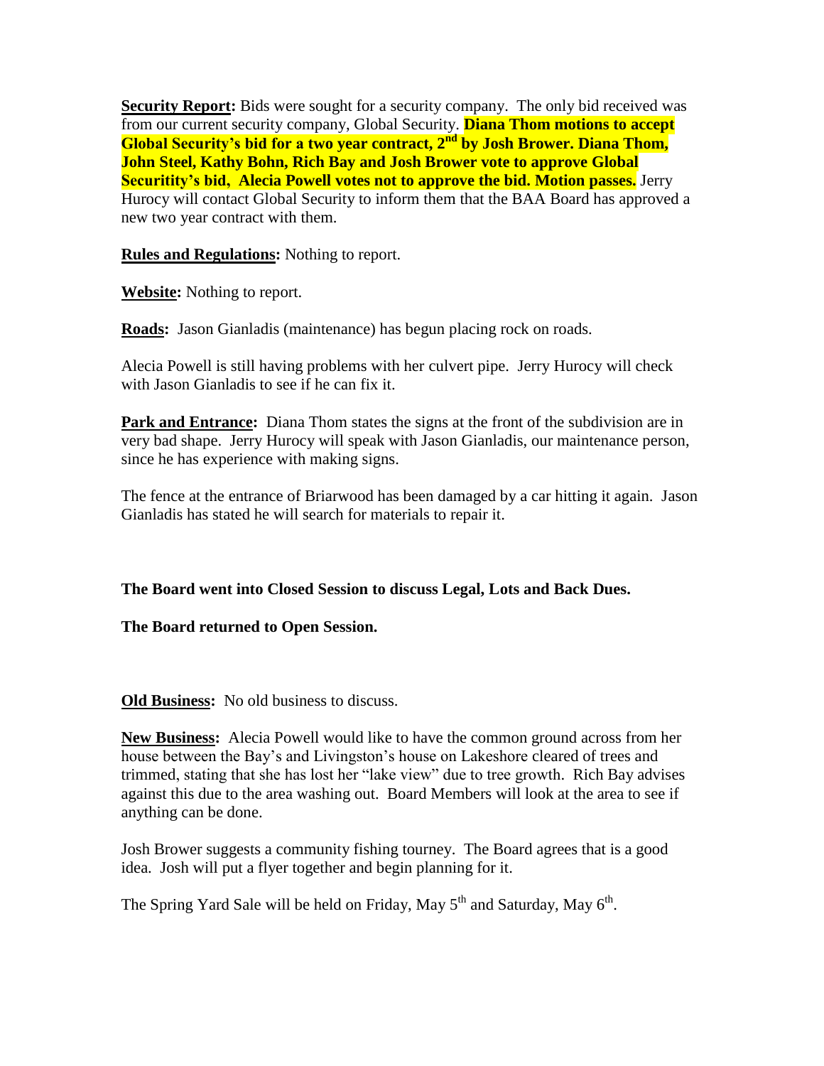**Security Report:** Bids were sought for a security company. The only bid received was from our current security company, Global Security. **Diana Thom motions to accept Global Security's bid for a two year contract, 2nd by Josh Brower. Diana Thom, John Steel, Kathy Bohn, Rich Bay and Josh Brower vote to approve Global Securitity's bid, Alecia Powell votes not to approve the bid. Motion passes.** Jerry Hurocy will contact Global Security to inform them that the BAA Board has approved a new two year contract with them.

**Rules and Regulations:** Nothing to report.

**Website:** Nothing to report.

**Roads:** Jason Gianladis (maintenance) has begun placing rock on roads.

Alecia Powell is still having problems with her culvert pipe. Jerry Hurocy will check with Jason Gianladis to see if he can fix it.

**Park and Entrance:** Diana Thom states the signs at the front of the subdivision are in very bad shape. Jerry Hurocy will speak with Jason Gianladis, our maintenance person, since he has experience with making signs.

The fence at the entrance of Briarwood has been damaged by a car hitting it again. Jason Gianladis has stated he will search for materials to repair it.

**The Board went into Closed Session to discuss Legal, Lots and Back Dues.**

**The Board returned to Open Session.**

**Old Business:** No old business to discuss.

**New Business:** Alecia Powell would like to have the common ground across from her house between the Bay's and Livingston's house on Lakeshore cleared of trees and trimmed, stating that she has lost her "lake view" due to tree growth. Rich Bay advises against this due to the area washing out. Board Members will look at the area to see if anything can be done.

Josh Brower suggests a community fishing tourney. The Board agrees that is a good idea. Josh will put a flyer together and begin planning for it.

The Spring Yard Sale will be held on Friday, May 5th and Saturday, May 6th.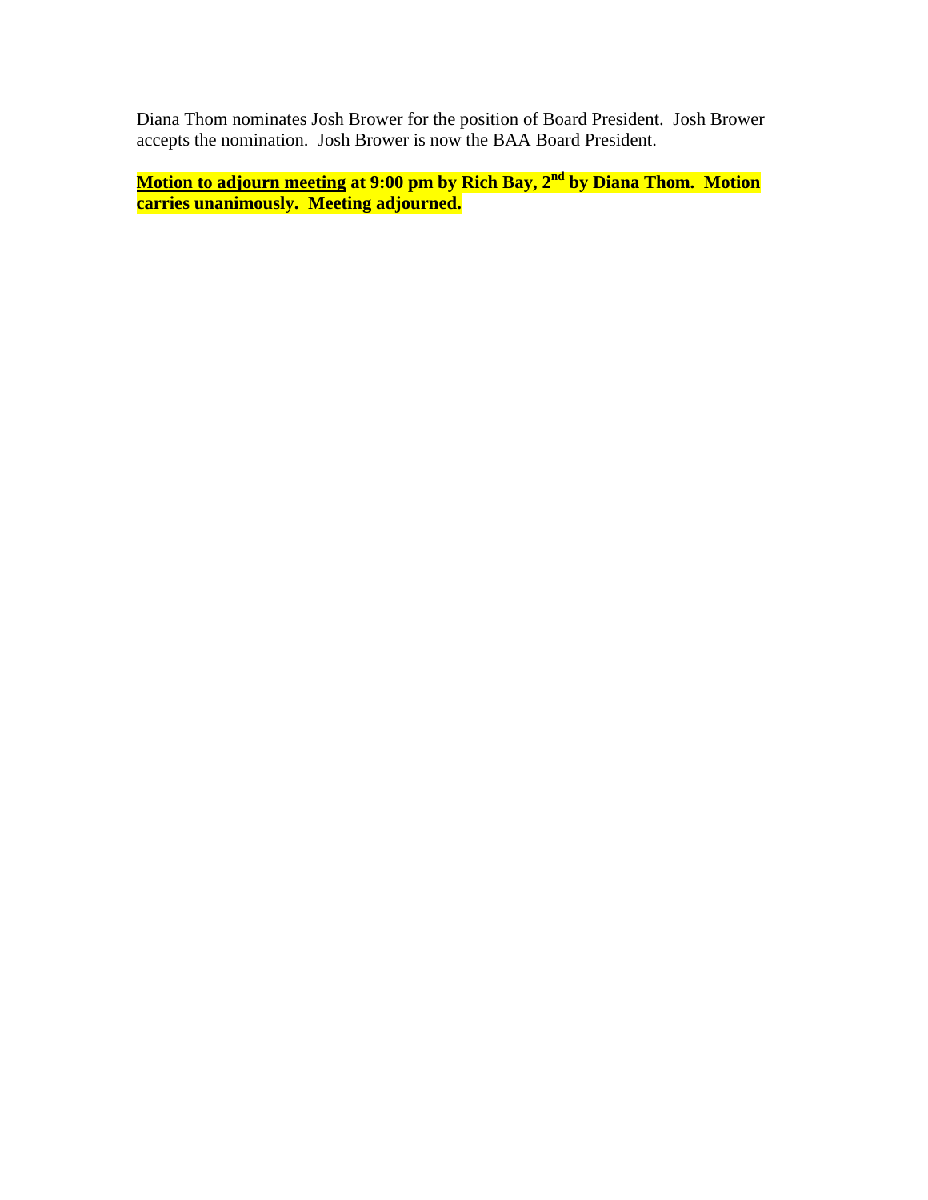Diana Thom nominates Josh Brower for the position of Board President. Josh Brower accepts the nomination. Josh Brower is now the BAA Board President.

**Motion to adjourn meeting at 9:00 pm by Rich Bay, 2nd by Diana Thom. Motion carries unanimously. Meeting adjourned.**